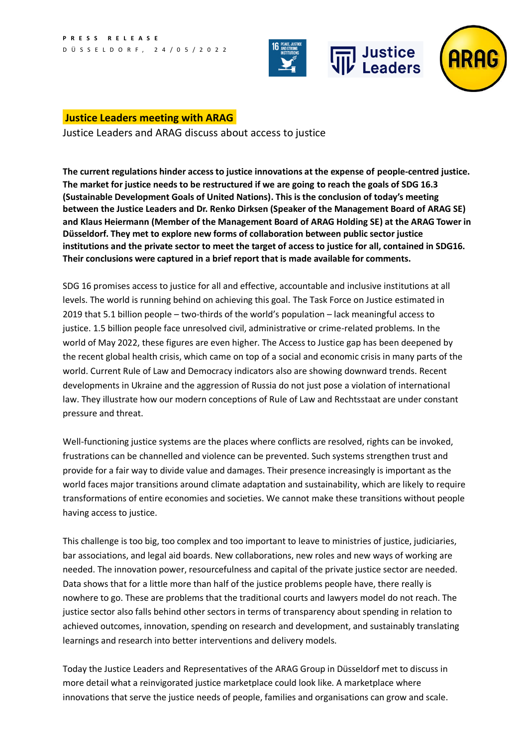**PRESS RELEASE**
DÜSSELDORF, 24/05/2022

## Justice Leaders meeting with ARAG

Justice Leaders and ARAG discuss about access to justice

**The current regulations hinder access to justice innovations at the expense of people-centred justice. The market for justice needs to be restructured if we are going to reach the goals of SDG 16.3 (Sustainable Development Goals of United Nations). This is the conclusion of today's meeting between the Justice Leaders and Dr. Renko Dirksen (Speaker of the Management Board of ARAG SE) and Klaus Heiermann (Member of the Management Board of ARAG Holding SE) at the ARAG Tower in Düsseldorf. They met to explore new forms of collaboration between public sector justice institutions and the private sector to meet the target of access to justice for all, contained in SDG16. Their conclusions were captured in a brief report that is made available for comments.**

SDG 16 promises access to justice for all and effective, accountable and inclusive institutions at all levels. The world is running behind on achieving this goal. The Task Force on Justice estimated in 2019 that 5.1 billion people – two-thirds of the world's population – lack meaningful access to justice. 1.5 billion people face unresolved civil, administrative or crime-related problems. In the world of May 2022, these figures are even higher. The Access to Justice gap has been deepened by the recent global health crisis, which came on top of a social and economic crisis in many parts of the world. Current Rule of Law and Democracy indicators also are showing downward trends. Recent developments in Ukraine and the aggression of Russia do not just pose a violation of international law. They illustrate how our modern conceptions of Rule of Law and Rechtsstaat are under constant pressure and threat.

Well-functioning justice systems are the places where conflicts are resolved, rights can be invoked, frustrations can be channelled and violence can be prevented. Such systems strengthen trust and provide for a fair way to divide value and damages. Their presence increasingly is important as the world faces major transitions around climate adaptation and sustainability, which are likely to require transformations of entire economies and societies. We cannot make these transitions without people having access to justice.

This challenge is too big, too complex and too important to leave to ministries of justice, judiciaries, bar associations, and legal aid boards. New collaborations, new roles and new ways of working are needed. The innovation power, resourcefulness and capital of the private justice sector are needed. Data shows that for a little more than half of the justice problems people have, there really is nowhere to go. These are problems that the traditional courts and lawyers model do not reach. The justice sector also falls behind other sectors in terms of transparency about spending in relation to achieved outcomes, innovation, spending on research and development, and sustainably translating learnings and research into better interventions and delivery models.

Today the Justice Leaders and Representatives of the ARAG Group in Düsseldorf met to discuss in more detail what a reinvigorated justice marketplace could look like. A marketplace where innovations that serve the justice needs of people, families and organisations can grow and scale.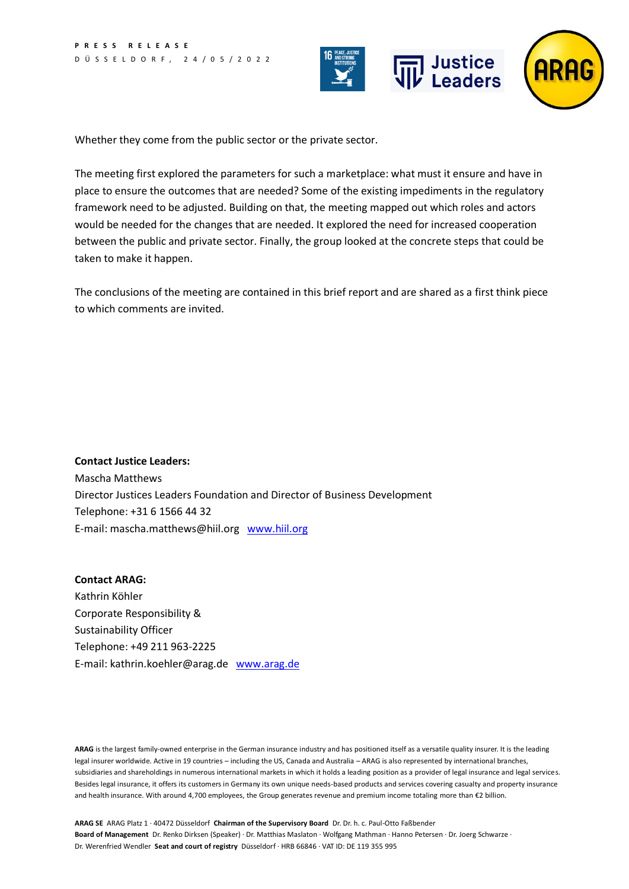Whether they come from the public sector or the private sector.

The meeting first explored the parameters for such a marketplace: what must it ensure and have in place to ensure the outcomes that are needed? Some of the existing impediments in the regulatory framework need to be adjusted. Building on that, the meeting mapped out which roles and actors would be needed for the changes that are needed. It explored the need for increased cooperation between the public and private sector. Finally, the group looked at the concrete steps that could be taken to make it happen.

The conclusions of the meeting are contained in this brief report and are shared as a first think piece to which comments are invited.

**Contact Justice Leaders:**
Mascha Matthews
Director Justices Leaders Foundation and Director of Business Development
Telephone: +31 6 1566 44 32
E-mail: mascha.matthews@hiil.org   www.hiil.org

**Contact ARAG:**
Kathrin Köhler
Corporate Responsibility &
Sustainability Officer
Telephone: +49 211 963-2225
E-mail: kathrin.koehler@arag.de   www.arag.de

**ARAG** is the largest family-owned enterprise in the German insurance industry and has positioned itself as a versatile quality insurer. It is the leading legal insurer worldwide. Active in 19 countries – including the US, Canada and Australia – ARAG is also represented by international branches, subsidiaries and shareholdings in numerous international markets in which it holds a leading position as a provider of legal insurance and legal services. Besides legal insurance, it offers its customers in Germany its own unique needs-based products and services covering casualty and property insurance and health insurance. With around 4,700 employees, the Group generates revenue and premium income totaling more than €2 billion.

**ARAG SE** ARAG Platz 1 · 40472 Düsseldorf **Chairman of the Supervisory Board** Dr. Dr. h. c. Paul-Otto Faßbender
**Board of Management** Dr. Renko Dirksen (Speaker) · Dr. Matthias Maslaton · Wolfgang Mathman · Hanno Petersen · Dr. Joerg Schwarze · Dr. Werenfried Wendler **Seat and court of registry** Düsseldorf · HRB 66846 · VAT ID: DE 119 355 995